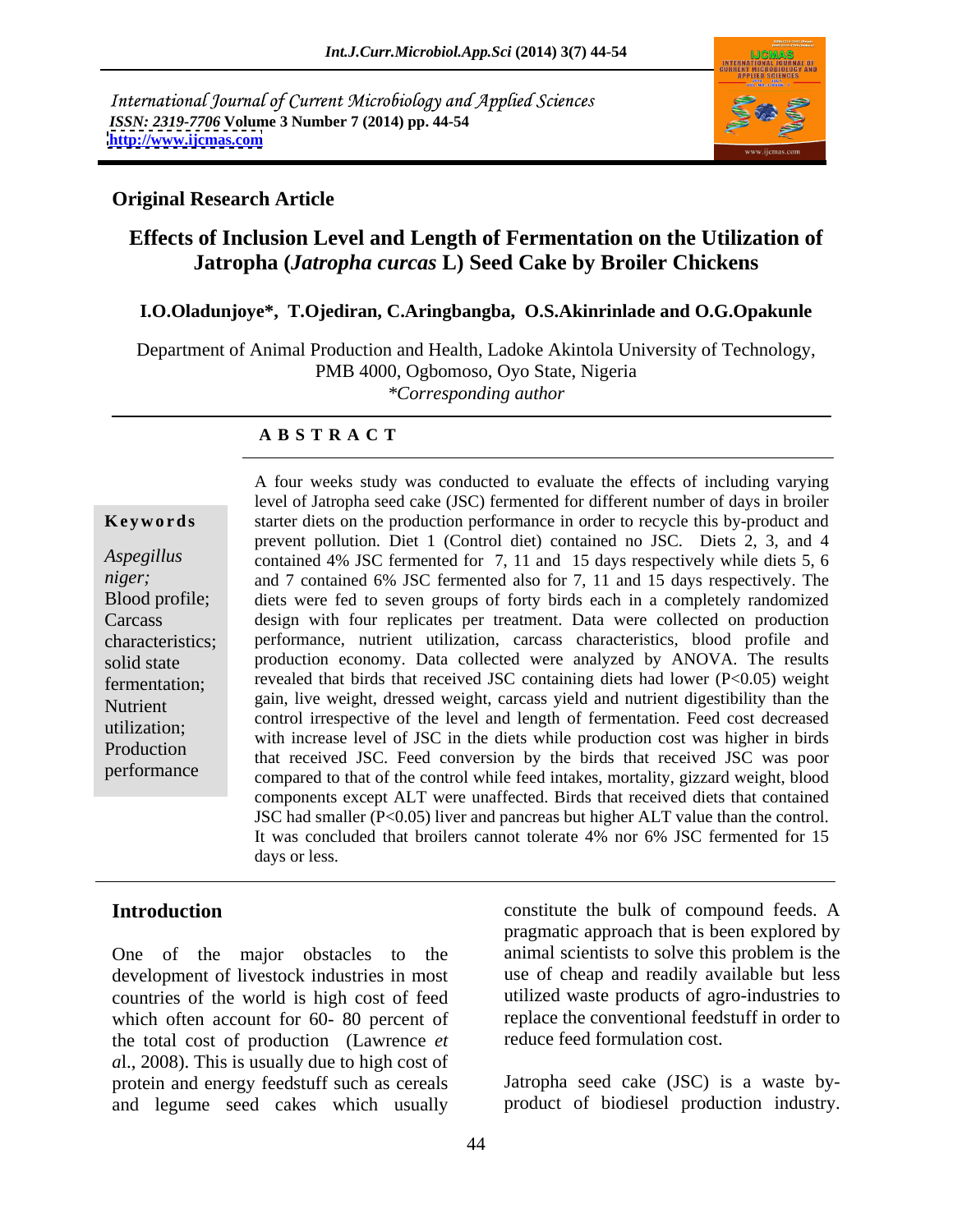International Journal of Current Microbiology and Applied Sciences
*ISSN: 2319-7706* **Volume 3 Number 7 (2014) pp. 44-54**
http://www.ijcmas.com

**Original Research Article**

# Effects of Inclusion Level and Length of Fermentation on the Utilization of Jatropha (*Jatropha curcas* L) Seed Cake by Broiler Chickens

**I.O.Oladunjoye\*, T.Ojediran, C.Aringbangba, O.S.Akinrinlade and O.G.Opakunle**

Department of Animal Production and Health, Ladoke Akintola University of Technology, PMB 4000, Ogbomoso, Oyo State, Nigeria
*\*Corresponding author*

**A B S T R A C T**

**Keywords**

*Aspegillus niger;* Blood profile; Carcass characteristics; solid state fermentation; Nutrient utilization; Production performance

A four weeks study was conducted to evaluate the effects of including varying level of Jatropha seed cake (JSC) fermented for different number of days in broiler starter diets on the production performance in order to recycle this by-product and prevent pollution. Diet 1 (Control diet) contained no JSC. Diets 2, 3, and 4 contained 4% JSC fermented for 7, 11 and 15 days respectively while diets 5, 6 and 7 contained 6% JSC fermented also for 7, 11 and 15 days respectively. The diets were fed to seven groups of forty birds each in a completely randomized design with four replicates per treatment. Data were collected on production performance, nutrient utilization, carcass characteristics, blood profile and production economy. Data collected were analyzed by ANOVA. The results revealed that birds that received JSC containing diets had lower ($P<0.05$) weight gain, live weight, dressed weight, carcass yield and nutrient digestibility than the control irrespective of the level and length of fermentation. Feed cost decreased with increase level of JSC in the diets while production cost was higher in birds that received JSC. Feed conversion by the birds that received JSC was poor compared to that of the control while feed intakes, mortality, gizzard weight, blood components except ALT were unaffected. Birds that received diets that contained JSC had smaller ($P<0.05$) liver and pancreas but higher ALT value than the control. It was concluded that broilers cannot tolerate 4% nor 6% JSC fermented for 15 days or less.

## Introduction

One of the major obstacles to the development of livestock industries in most countries of the world is high cost of feed which often account for 60- 80 percent of the total cost of production (Lawrence *et al*., 2008). This is usually due to high cost of protein and energy feedstuff such as cereals and legume seed cakes which usually constitute the bulk of compound feeds. A pragmatic approach that is been explored by animal scientists to solve this problem is the use of cheap and readily available but less utilized waste products of agro-industries to replace the conventional feedstuff in order to reduce feed formulation cost.

Jatropha seed cake (JSC) is a waste by-product of biodiesel production industry.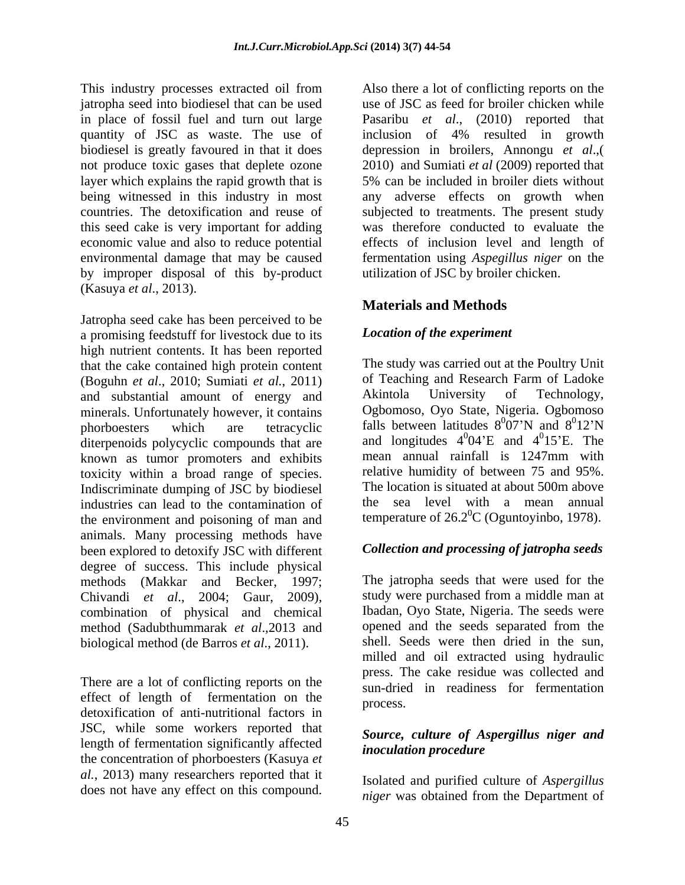This industry processes extracted oil from jatropha seed into biodiesel that can be used in place of fossil fuel and turn out large quantity of JSC as waste. The use of biodiesel is greatly favoured in that it does not produce toxic gases that deplete ozone layer which explains the rapid growth that is being witnessed in this industry in most countries. The detoxification and reuse of this seed cake is very important for adding economic value and also to reduce potential environmental damage that may be caused by improper disposal of this by-product (Kasuya *et al*., 2013).

Jatropha seed cake has been perceived to be a promising feedstuff for livestock due to its high nutrient contents. It has been reported that the cake contained high protein content (Boguhn *et al*., 2010; Sumiati *et al.*, 2011) and substantial amount of energy and minerals. Unfortunately however, it contains phorboesters which are tetracyclic diterpenoids polycyclic compounds that are known as tumor promoters and exhibits toxicity within a broad range of species. Indiscriminate dumping of JSC by biodiesel industries can lead to the contamination of the environment and poisoning of man and animals. Many processing methods have been explored to detoxify JSC with different degree of success. This include physical methods (Makkar and Becker, 1997; Chivandi *et al*., 2004; Gaur, 2009), combination of physical and chemical method (Sadubthummarak *et al*.,2013 and biological method (de Barros *et al*., 2011).

There are a lot of conflicting reports on the effect of length of fermentation on the detoxification of anti-nutritional factors in JSC, while some workers reported that length of fermentation significantly affected the concentration of phorboesters (Kasuya *et al.*, 2013) many researchers reported that it does not have any effect on this compound. Also there a lot of conflicting reports on the use of JSC as feed for broiler chicken while Pasaribu *et al.*, (2010) reported that inclusion of 4% resulted in growth depression in broilers, Annongu *et al*.,( 2010) and Sumiati *et al* (2009) reported that 5% can be included in broiler diets without any adverse effects on growth when subjected to treatments. The present study was therefore conducted to evaluate the effects of inclusion level and length of fermentation using *Aspegillus niger* on the utilization of JSC by broiler chicken.

## Materials and Methods

### *Location of the experiment*

The study was carried out at the Poultry Unit of Teaching and Research Farm of Ladoke Akintola University of Technology, Ogbomoso, Oyo State, Nigeria. Ogbomoso falls between latitudes $8^{0}07$'N and $8^{0}12$'N and longitudes $4^{0}04$'E and $4^{0}15$'E. The mean annual rainfall is 1247mm with relative humidity of between 75 and 95%. The location is situated at about 500m above the sea level with a mean annual temperature of $26.2^{0}$C (Oguntoyinbo, 1978).

### *Collection and processing of jatropha seeds*

The jatropha seeds that were used for the study were purchased from a middle man at Ibadan, Oyo State, Nigeria. The seeds were opened and the seeds separated from the shell. Seeds were then dried in the sun, milled and oil extracted using hydraulic press. The cake residue was collected and sun-dried in readiness for fermentation process.

### *Source, culture of Aspergillus niger and inoculation procedure*

Isolated and purified culture of *Aspergillus niger* was obtained from the Department of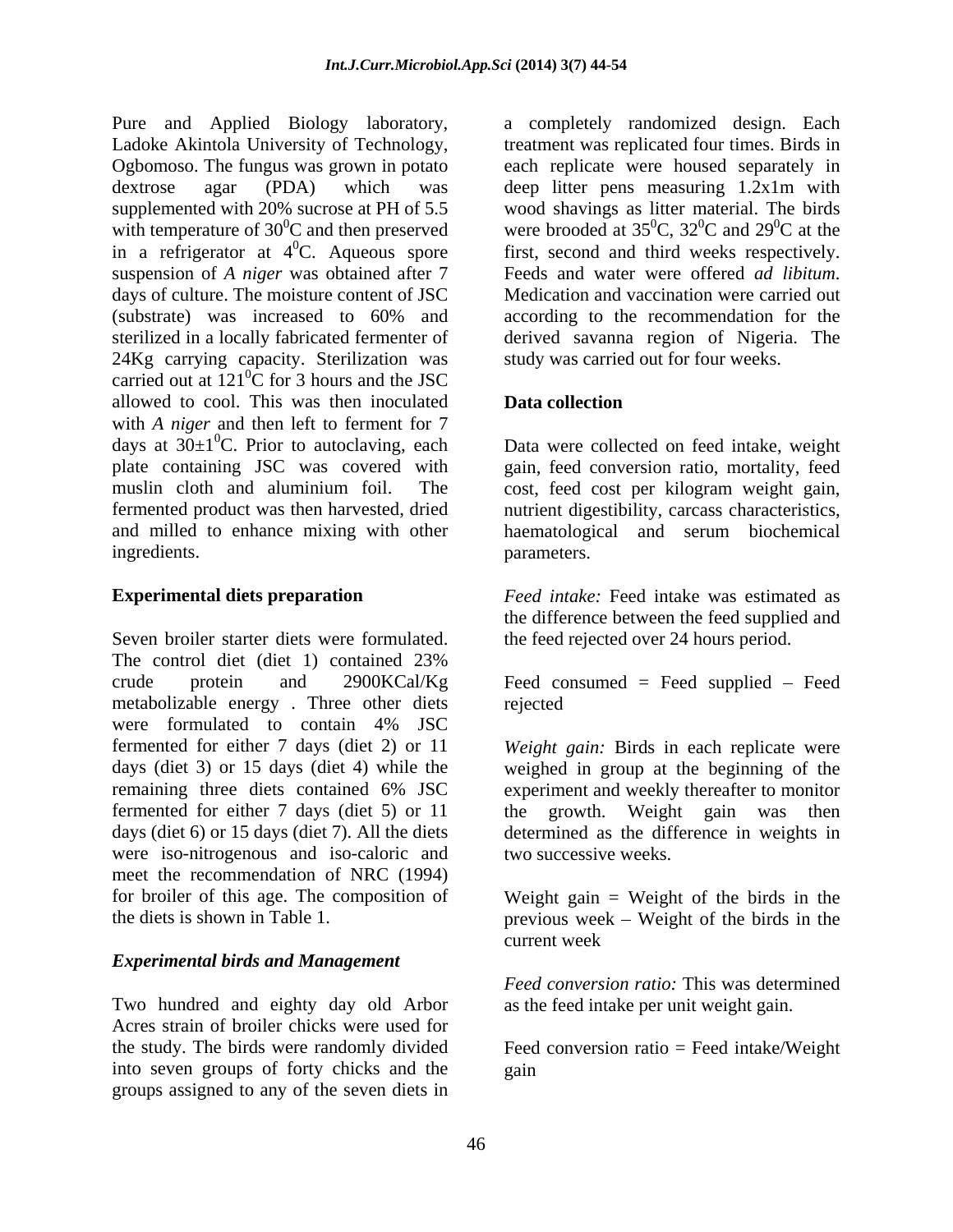Pure and Applied Biology laboratory, Ladoke Akintola University of Technology, Ogbomoso. The fungus was grown in potato dextrose agar (PDA) which was supplemented with 20% sucrose at PH of 5.5 with temperature of $30^0$C and then preserved in a refrigerator at $4^0$C. Aqueous spore suspension of *A niger* was obtained after 7 days of culture. The moisture content of JSC (substrate) was increased to 60% and sterilized in a locally fabricated fermenter of 24Kg carrying capacity. Sterilization was carried out at $121^0$C for 3 hours and the JSC allowed to cool. This was then inoculated with *A niger* and then left to ferment for 7 days at $30{\pm}1^0$C. Prior to autoclaving, each plate containing JSC was covered with muslin cloth and aluminium foil. The fermented product was then harvested, dried and milled to enhance mixing with other ingredients.

**Experimental diets preparation**

Seven broiler starter diets were formulated. The control diet (diet 1) contained 23% crude protein and 2900KCal/Kg metabolizable energy . Three other diets were formulated to contain 4% JSC fermented for either 7 days (diet 2) or 11 days (diet 3) or 15 days (diet 4) while the remaining three diets contained 6% JSC fermented for either 7 days (diet 5) or 11 days (diet 6) or 15 days (diet 7). All the diets were iso-nitrogenous and iso-caloric and meet the recommendation of NRC (1994) for broiler of this age. The composition of the diets is shown in Table 1.

***Experimental birds and Management***

Two hundred and eighty day old Arbor Acres strain of broiler chicks were used for the study. The birds were randomly divided into seven groups of forty chicks and the groups assigned to any of the seven diets in a completely randomized design. Each treatment was replicated four times. Birds in each replicate were housed separately in deep litter pens measuring 1.2x1m with wood shavings as litter material. The birds were brooded at $35^0$C, $32^0$C and $29^0$C at the first, second and third weeks respectively. Feeds and water were offered *ad libitum*. Medication and vaccination were carried out according to the recommendation for the derived savanna region of Nigeria. The study was carried out for four weeks.

**Data collection**

Data were collected on feed intake, weight gain, feed conversion ratio, mortality, feed cost, feed cost per kilogram weight gain, nutrient digestibility, carcass characteristics, haematological and serum biochemical parameters.

*Feed intake:* Feed intake was estimated as the difference between the feed supplied and the feed rejected over 24 hours period.

Feed consumed = Feed supplied – Feed rejected

*Weight gain:* Birds in each replicate were weighed in group at the beginning of the experiment and weekly thereafter to monitor the growth. Weight gain was then determined as the difference in weights in two successive weeks.

Weight gain = Weight of the birds in the previous week – Weight of the birds in the current week

*Feed conversion ratio:* This was determined as the feed intake per unit weight gain.

Feed conversion ratio = Feed intake/Weight gain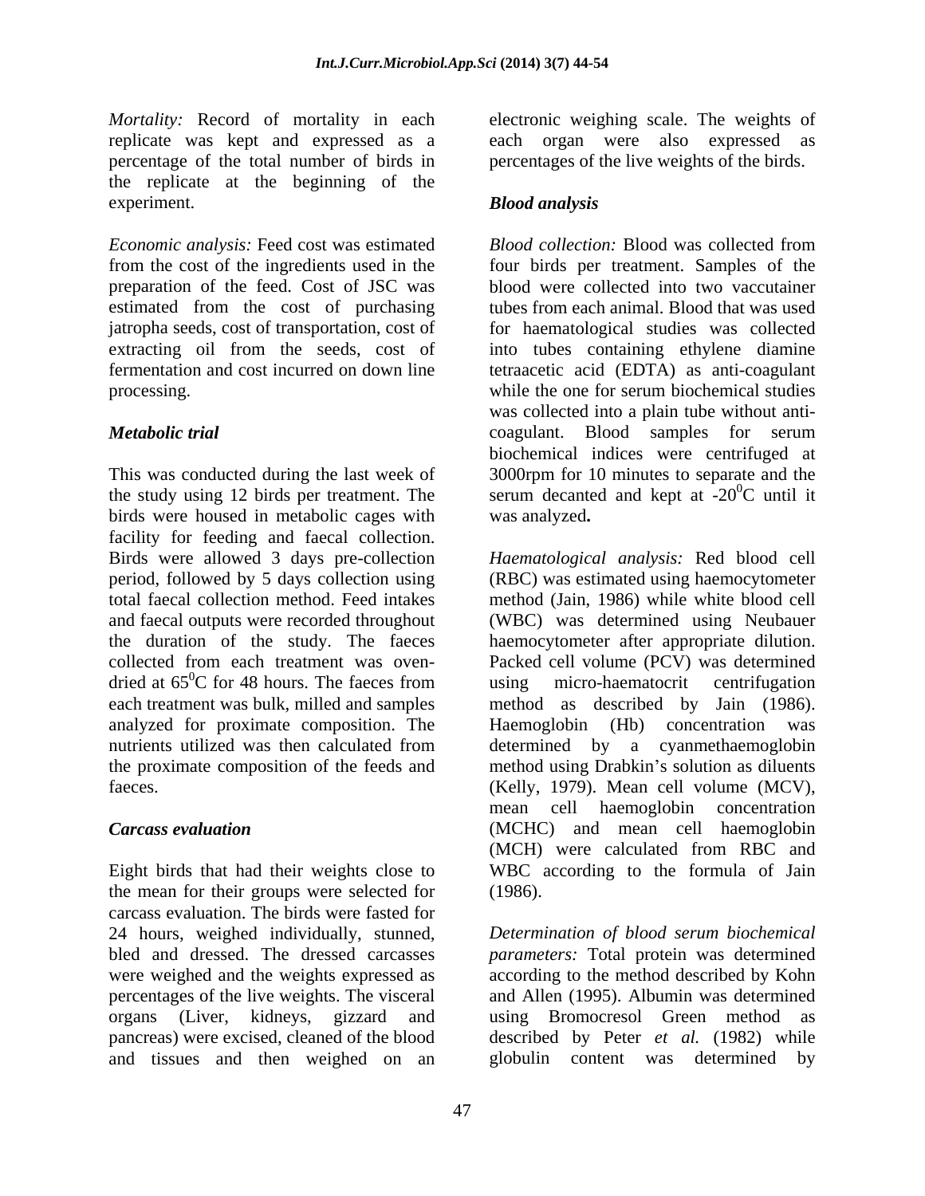*Mortality:* Record of mortality in each replicate was kept and expressed as a percentage of the total number of birds in the replicate at the beginning of the experiment.

*Economic analysis:* Feed cost was estimated from the cost of the ingredients used in the preparation of the feed. Cost of JSC was estimated from the cost of purchasing jatropha seeds, cost of transportation, cost of extracting oil from the seeds, cost of fermentation and cost incurred on down line processing.

### *Metabolic trial*

This was conducted during the last week of the study using 12 birds per treatment. The birds were housed in metabolic cages with facility for feeding and faecal collection. Birds were allowed 3 days pre-collection period, followed by 5 days collection using total faecal collection method. Feed intakes and faecal outputs were recorded throughout the duration of the study. The faeces collected from each treatment was oven-dried at $65^0$C for 48 hours. The faeces from each treatment was bulk, milled and samples analyzed for proximate composition. The nutrients utilized was then calculated from the proximate composition of the feeds and faeces.

### *Carcass evaluation*

Eight birds that had their weights close to the mean for their groups were selected for carcass evaluation. The birds were fasted for 24 hours, weighed individually, stunned, bled and dressed. The dressed carcasses were weighed and the weights expressed as percentages of the live weights. The visceral organs (Liver, kidneys, gizzard and pancreas) were excised, cleaned of the blood and tissues and then weighed on an electronic weighing scale. The weights of each organ were also expressed as percentages of the live weights of the birds.

### *Blood analysis*

*Blood collection:* Blood was collected from four birds per treatment. Samples of the blood were collected into two vaccutainer tubes from each animal. Blood that was used for haematological studies was collected into tubes containing ethylene diamine tetraacetic acid (EDTA) as anti-coagulant while the one for serum biochemical studies was collected into a plain tube without anti-coagulant. Blood samples for serum biochemical indices were centrifuged at 3000rpm for 10 minutes to separate and the serum decanted and kept at $-20^0$C until it was analyzed**.**

*Haematological analysis:* Red blood cell (RBC) was estimated using haemocytometer method (Jain, 1986) while white blood cell (WBC) was determined using Neubauer haemocytometer after appropriate dilution. Packed cell volume (PCV) was determined using micro-haematocrit centrifugation method as described by Jain (1986). Haemoglobin (Hb) concentration was determined by a cyanmethaemoglobin method using Drabkin's solution as diluents (Kelly, 1979). Mean cell volume (MCV), mean cell haemoglobin concentration (MCHC) and mean cell haemoglobin (MCH) were calculated from RBC and WBC according to the formula of Jain (1986).

*Determination of blood serum biochemical parameters:* Total protein was determined according to the method described by Kohn and Allen (1995). Albumin was determined using Bromocresol Green method as described by Peter *et al.* (1982) while globulin content was determined by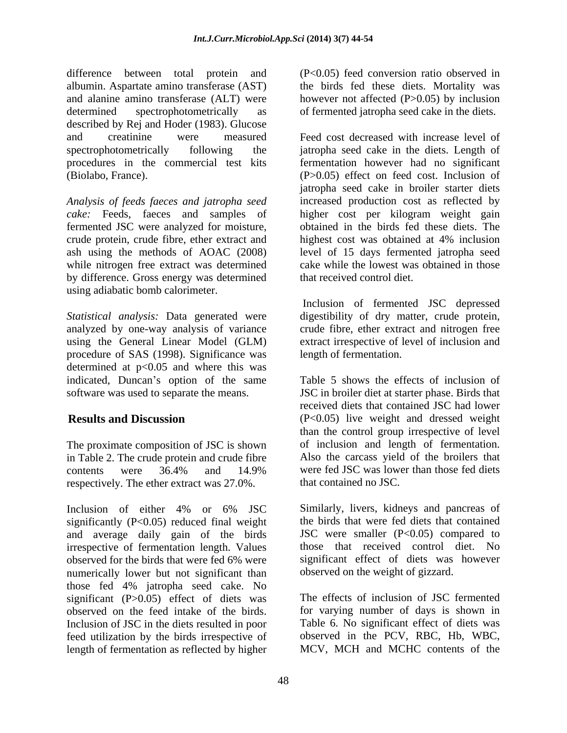difference between total protein and albumin. Aspartate amino transferase (AST) and alanine amino transferase (ALT) were determined spectrophotometrically as described by Rej and Hoder (1983). Glucose and creatinine were measured spectrophotometrically following the procedures in the commercial test kits (Biolabo, France).

*Analysis of feeds faeces and jatropha seed cake:* Feeds, faeces and samples of fermented JSC were analyzed for moisture, crude protein, crude fibre, ether extract and ash using the methods of AOAC (2008) while nitrogen free extract was determined by difference. Gross energy was determined using adiabatic bomb calorimeter.

*Statistical analysis:* Data generated were analyzed by one-way analysis of variance using the General Linear Model (GLM) procedure of SAS (1998). Significance was determined at $p<0.05$ and where this was indicated, Duncan's option of the same software was used to separate the means.

## Results and Discussion

The proximate composition of JSC is shown in Table 2. The crude protein and crude fibre contents were 36.4% and 14.9% respectively. The ether extract was 27.0%.

Inclusion of either 4% or 6% JSC significantly ($P<0.05$) reduced final weight and average daily gain of the birds irrespective of fermentation length. Values observed for the birds that were fed 6% were numerically lower but not significant than those fed 4% jatropha seed cake. No significant ($P>0.05$) effect of diets was observed on the feed intake of the birds. Inclusion of JSC in the diets resulted in poor feed utilization by the birds irrespective of length of fermentation as reflected by higher ($P<0.05$) feed conversion ratio observed in the birds fed these diets. Mortality was however not affected ($P>0.05$) by inclusion of fermented jatropha seed cake in the diets.

Feed cost decreased with increase level of jatropha seed cake in the diets. Length of fermentation however had no significant ($P>0.05$) effect on feed cost. Inclusion of jatropha seed cake in broiler starter diets increased production cost as reflected by higher cost per kilogram weight gain obtained in the birds fed these diets. The highest cost was obtained at 4% inclusion level of 15 days fermented jatropha seed cake while the lowest was obtained in those that received control diet.

Inclusion of fermented JSC depressed digestibility of dry matter, crude protein, crude fibre, ether extract and nitrogen free extract irrespective of level of inclusion and length of fermentation.

Table 5 shows the effects of inclusion of JSC in broiler diet at starter phase. Birds that received diets that contained JSC had lower ($P<0.05$) live weight and dressed weight than the control group irrespective of level of inclusion and length of fermentation. Also the carcass yield of the broilers that were fed JSC was lower than those fed diets that contained no JSC.

Similarly, livers, kidneys and pancreas of the birds that were fed diets that contained JSC were smaller ($P<0.05$) compared to those that received control diet. No significant effect of diets was however observed on the weight of gizzard.

The effects of inclusion of JSC fermented for varying number of days is shown in Table 6. No significant effect of diets was observed in the PCV, RBC, Hb, WBC, MCV, MCH and MCHC contents of the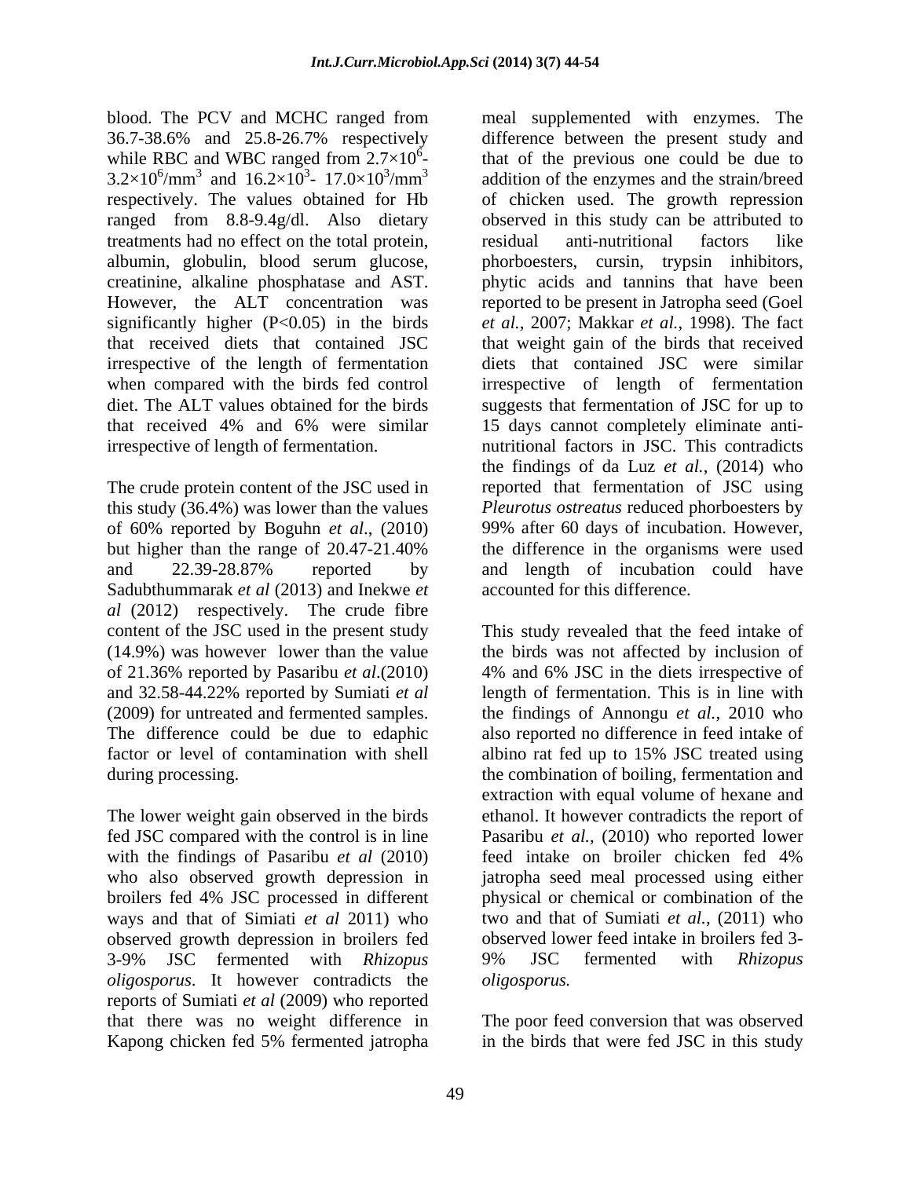blood. The PCV and MCHC ranged from 36.7-38.6% and 25.8-26.7% respectively while RBC and WBC ranged from $2.7\times10^6$-$3.2\times10^6$/mm$^3$ and $16.2\times10^3$- $17.0\times10^3$/mm$^3$ respectively. The values obtained for Hb ranged from 8.8-9.4g/dl. Also dietary treatments had no effect on the total protein, albumin, globulin, blood serum glucose, creatinine, alkaline phosphatase and AST. However, the ALT concentration was significantly higher ($P<0.05$) in the birds that received diets that contained JSC irrespective of the length of fermentation when compared with the birds fed control diet. The ALT values obtained for the birds that received 4% and 6% were similar irrespective of length of fermentation.

The crude protein content of the JSC used in this study (36.4%) was lower than the values of 60% reported by Boguhn *et al*., (2010) but higher than the range of 20.47-21.40% and 22.39-28.87% reported by Sadubthummarak *et al* (2013) and Inekwe *et al* (2012) respectively. The crude fibre content of the JSC used in the present study (14.9%) was however lower than the value of 21.36% reported by Pasaribu *et al*.(2010) and 32.58-44.22% reported by Sumiati *et al* (2009) for untreated and fermented samples. The difference could be due to edaphic factor or level of contamination with shell during processing.

The lower weight gain observed in the birds fed JSC compared with the control is in line with the findings of Pasaribu *et al* (2010) who also observed growth depression in broilers fed 4% JSC processed in different ways and that of Simiati *et al* 2011) who observed growth depression in broilers fed 3-9% JSC fermented with *Rhizopus oligosporus*. It however contradicts the reports of Sumiati *et al* (2009) who reported that there was no weight difference in Kapong chicken fed 5% fermented jatropha meal supplemented with enzymes. The difference between the present study and that of the previous one could be due to addition of the enzymes and the strain/breed of chicken used. The growth repression observed in this study can be attributed to residual anti-nutritional factors like phorboesters, cursin, trypsin inhibitors, phytic acids and tannins that have been reported to be present in Jatropha seed (Goel *et al.*, 2007; Makkar *et al.*, 1998). The fact that weight gain of the birds that received diets that contained JSC were similar irrespective of length of fermentation suggests that fermentation of JSC for up to 15 days cannot completely eliminate anti-nutritional factors in JSC. This contradicts the findings of da Luz *et al.*, (2014) who reported that fermentation of JSC using *Pleurotus ostreatus* reduced phorboesters by 99% after 60 days of incubation. However, the difference in the organisms were used and length of incubation could have accounted for this difference.

This study revealed that the feed intake of the birds was not affected by inclusion of 4% and 6% JSC in the diets irrespective of length of fermentation. This is in line with the findings of Annongu *et al.,* 2010 who also reported no difference in feed intake of albino rat fed up to 15% JSC treated using the combination of boiling, fermentation and extraction with equal volume of hexane and ethanol. It however contradicts the report of Pasaribu *et al.,* (2010) who reported lower feed intake on broiler chicken fed 4% jatropha seed meal processed using either physical or chemical or combination of the two and that of Sumiati *et al.,* (2011) who observed lower feed intake in broilers fed 3-9% JSC fermented with *Rhizopus oligosporus.*

The poor feed conversion that was observed in the birds that were fed JSC in this study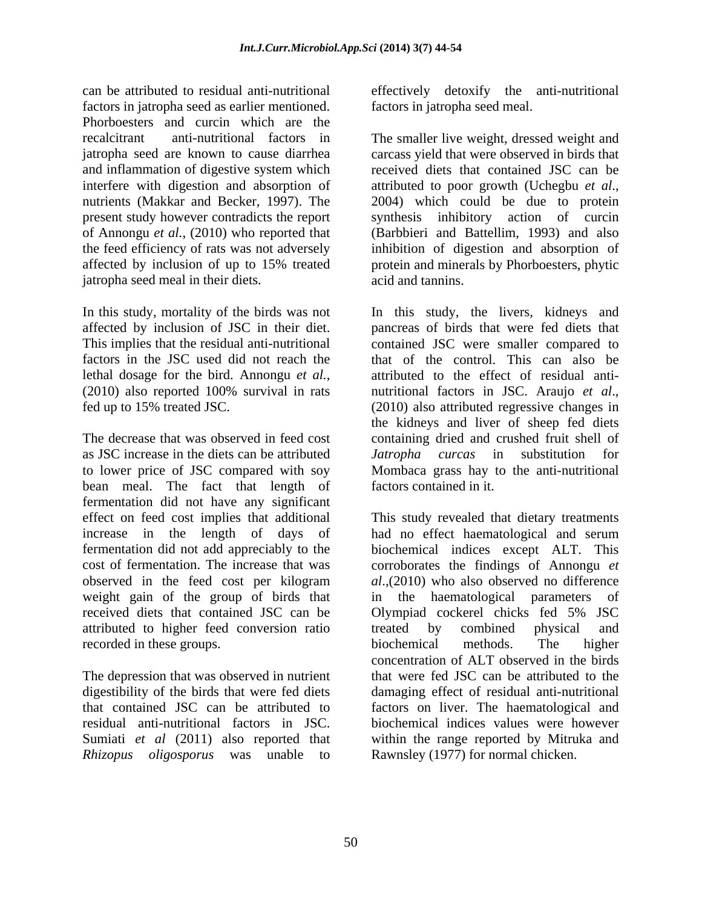can be attributed to residual anti-nutritional factors in jatropha seed as earlier mentioned. Phorboesters and curcin which are the recalcitrant anti-nutritional factors in jatropha seed are known to cause diarrhea and inflammation of digestive system which interfere with digestion and absorption of nutrients (Makkar and Becker, 1997). The present study however contradicts the report of Annongu *et al.,* (2010) who reported that the feed efficiency of rats was not adversely affected by inclusion of up to 15% treated jatropha seed meal in their diets.

In this study, mortality of the birds was not affected by inclusion of JSC in their diet. This implies that the residual anti-nutritional factors in the JSC used did not reach the lethal dosage for the bird. Annongu *et al.*, (2010) also reported 100% survival in rats fed up to 15% treated JSC.

The decrease that was observed in feed cost as JSC increase in the diets can be attributed to lower price of JSC compared with soy bean meal. The fact that length of fermentation did not have any significant effect on feed cost implies that additional increase in the length of days of fermentation did not add appreciably to the cost of fermentation. The increase that was observed in the feed cost per kilogram weight gain of the group of birds that received diets that contained JSC can be attributed to higher feed conversion ratio recorded in these groups.

The depression that was observed in nutrient digestibility of the birds that were fed diets that contained JSC can be attributed to residual anti-nutritional factors in JSC. Sumiati *et al* (2011) also reported that *Rhizopus oligosporus* was unable to effectively detoxify the anti-nutritional factors in jatropha seed meal.

The smaller live weight, dressed weight and carcass yield that were observed in birds that received diets that contained JSC can be attributed to poor growth (Uchegbu *et al.*, 2004) which could be due to protein synthesis inhibitory action of curcin (Barbbieri and Battellim, 1993) and also inhibition of digestion and absorption of protein and minerals by Phorboesters, phytic acid and tannins.

In this study, the livers, kidneys and pancreas of birds that were fed diets that contained JSC were smaller compared to that of the control. This can also be attributed to the effect of residual anti-nutritional factors in JSC. Araujo *et al*., (2010) also attributed regressive changes in the kidneys and liver of sheep fed diets containing dried and crushed fruit shell of *Jatropha curcas* in substitution for Mombaca grass hay to the anti-nutritional factors contained in it.

This study revealed that dietary treatments had no effect haematological and serum biochemical indices except ALT. This corroborates the findings of Annongu *et al*.,(2010) who also observed no difference in the haematological parameters of Olympiad cockerel chicks fed 5% JSC treated by combined physical and biochemical methods. The higher concentration of ALT observed in the birds that were fed JSC can be attributed to the damaging effect of residual anti-nutritional factors on liver. The haematological and biochemical indices values were however within the range reported by Mitruka and Rawnsley (1977) for normal chicken.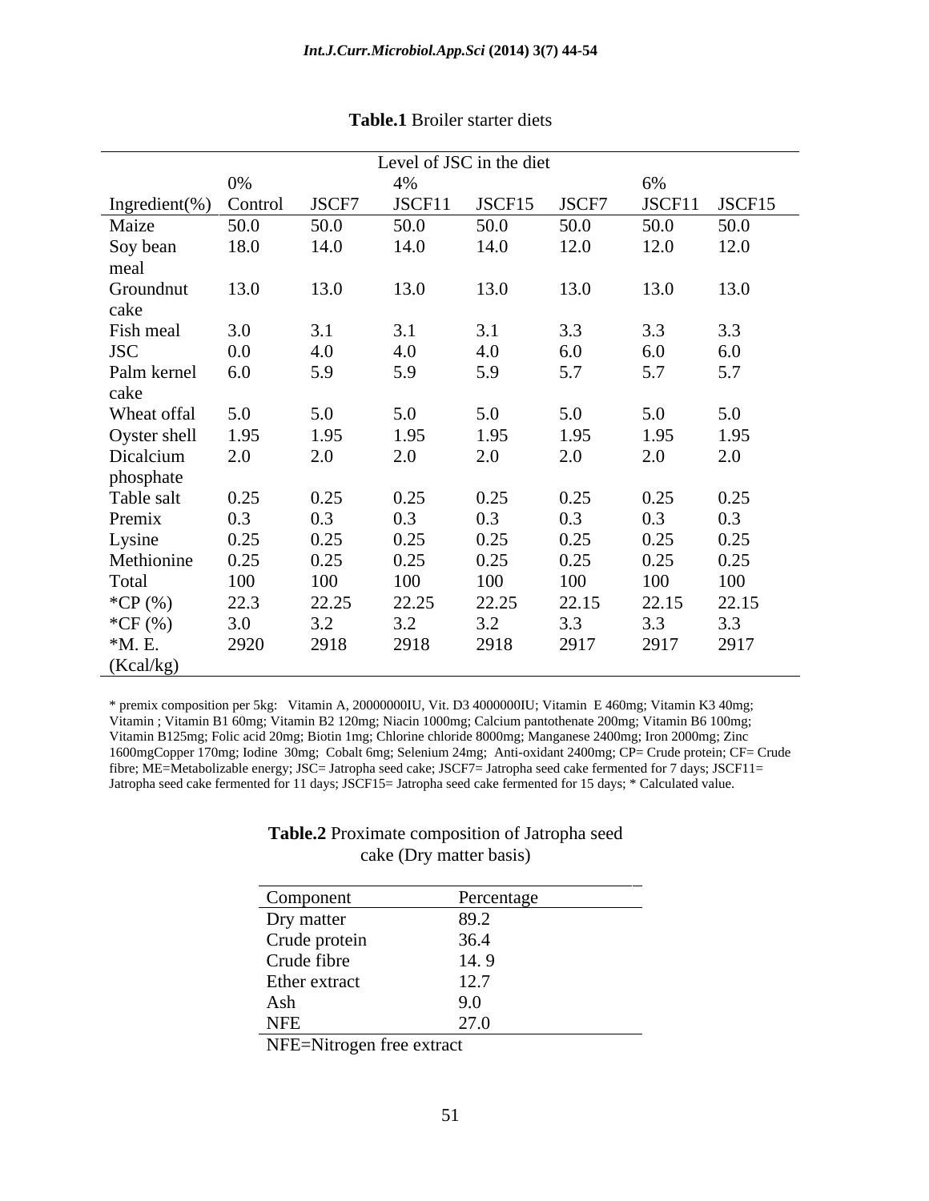**Table.1** Broiler starter diets

| | Level of JSC in the diet | | | | | | |
|---|---|---|---|---|---|---|---|
| | 0% | | 4% | | | 6% | |
| Ingredient(%) | Control | JSCF7 | JSCF11 | JSCF15 | JSCF7 | JSCF11 | JSCF15 |
| Maize | 50.0 | 50.0 | 50.0 | 50.0 | 50.0 | 50.0 | 50.0 |
| Soy bean meal | 18.0 | 14.0 | 14.0 | 14.0 | 12.0 | 12.0 | 12.0 |
| Groundnut cake | 13.0 | 13.0 | 13.0 | 13.0 | 13.0 | 13.0 | 13.0 |
| Fish meal | 3.0 | 3.1 | 3.1 | 3.1 | 3.3 | 3.3 | 3.3 |
| JSC | 0.0 | 4.0 | 4.0 | 4.0 | 6.0 | 6.0 | 6.0 |
| Palm kernel cake | 6.0 | 5.9 | 5.9 | 5.9 | 5.7 | 5.7 | 5.7 |
| Wheat offal | 5.0 | 5.0 | 5.0 | 5.0 | 5.0 | 5.0 | 5.0 |
| Oyster shell | 1.95 | 1.95 | 1.95 | 1.95 | 1.95 | 1.95 | 1.95 |
| Dicalcium phosphate | 2.0 | 2.0 | 2.0 | 2.0 | 2.0 | 2.0 | 2.0 |
| Table salt | 0.25 | 0.25 | 0.25 | 0.25 | 0.25 | 0.25 | 0.25 |
| Premix | 0.3 | 0.3 | 0.3 | 0.3 | 0.3 | 0.3 | 0.3 |
| Lysine | 0.25 | 0.25 | 0.25 | 0.25 | 0.25 | 0.25 | 0.25 |
| Methionine | 0.25 | 0.25 | 0.25 | 0.25 | 0.25 | 0.25 | 0.25 |
| Total | 100 | 100 | 100 | 100 | 100 | 100 | 100 |
| *CP (%) | 22.3 | 22.25 | 22.25 | 22.25 | 22.15 | 22.15 | 22.15 |
| *CF (%) | 3.0 | 3.2 | 3.2 | 3.2 | 3.3 | 3.3 | 3.3 |
| *M. E. (Kcal/kg) | 2920 | 2918 | 2918 | 2918 | 2917 | 2917 | 2917 |

\* premix composition per 5kg: Vitamin A, 20000000IU, Vit. D3 4000000IU; Vitamin E 460mg; Vitamin K3 40mg; Vitamin ; Vitamin B1 60mg; Vitamin B2 120mg; Niacin 1000mg; Calcium pantothenate 200mg; Vitamin B6 100mg; Vitamin B125mg; Folic acid 20mg; Biotin 1mg; Chlorine chloride 8000mg; Manganese 2400mg; Iron 2000mg; Zinc 1600mgCopper 170mg; Iodine 30mg; Cobalt 6mg; Selenium 24mg; Anti-oxidant 2400mg; CP= Crude protein; CF= Crude fibre; ME=Metabolizable energy; JSC= Jatropha seed cake; JSCF7= Jatropha seed cake fermented for 7 days; JSCF11= Jatropha seed cake fermented for 11 days; JSCF15= Jatropha seed cake fermented for 15 days; * Calculated value.

**Table.2** Proximate composition of Jatropha seed cake (Dry matter basis)

| Component | Percentage |
|---|---|
| Dry matter | 89.2 |
| Crude protein | 36.4 |
| Crude fibre | 14. 9 |
| Ether extract | 12.7 |
| Ash | 9.0 |
| NFE | 27.0 |

NFE=Nitrogen free extract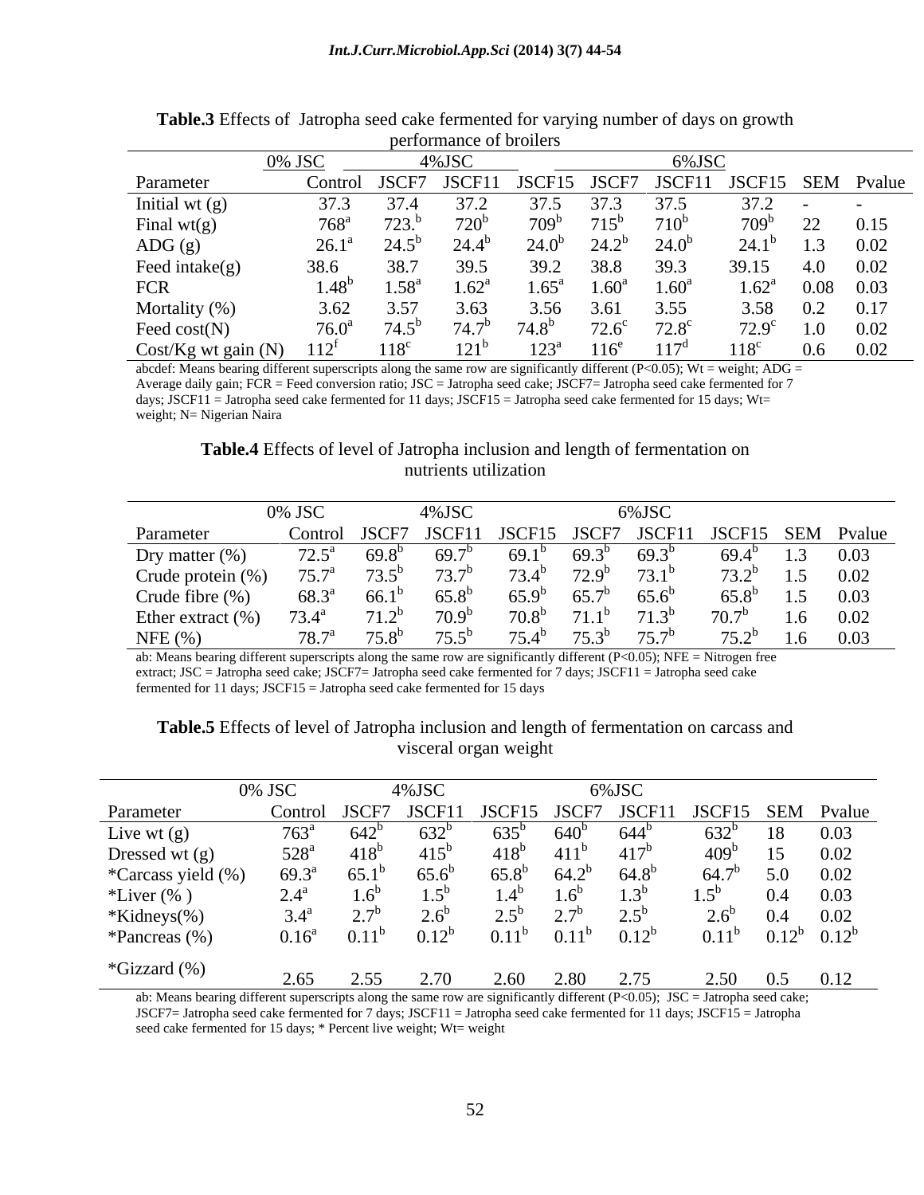**Table.3** Effects of Jatropha seed cake fermented for varying number of days on growth performance of broilers

| | 0% JSC | 4%JSC | | | 6%JSC | | | |
|---|---|---|---|---|---|---|---|---|
| Parameter | Control | JSCF7 | JSCF11 | JSCF15 | JSCF7 | JSCF11 | JSCF15 | SEM | Pvalue |
| Initial wt (g) | 37.3 | 37.4 | 37.2 | 37.5 | 37.3 | 37.5 | 37.2 | - | - |
| Final wt(g) | 768[a] | 723.[b] | 720[b] | 709[b] | 715[b] | 710[b] | 709[b] | 22 | 0.15 |
| ADG (g) | 26.1[a] | 24.5[b] | 24.4[b] | 24.0[b] | 24.2[b] | 24.0[b] | 24.1[b] | 1.3 | 0.02 |
| Feed intake(g) | 38.6 | 38.7 | 39.5 | 39.2 | 38.8 | 39.3 | 39.15 | 4.0 | 0.02 |
| FCR | 1.48[b] | 1.58[a] | 1.62[a] | 1.65[a] | 1.60[a] | 1.60[a] | 1.62[a] | 0.08 | 0.03 |
| Mortality (%) | 3.62 | 3.57 | 3.63 | 3.56 | 3.61 | 3.55 | 3.58 | 0.2 | 0.17 |
| Feed cost(N) | 76.0[a] | 74.5[b] | 74.7[b] | 74.8[b] | 72.6[c] | 72.8[c] | 72.9[c] | 1.0 | 0.02 |
| Cost/Kg wt gain (N) | 112[f] | 118[c] | 121[b] | 123[a] | 116[e] | 117[d] | 118[c] | 0.6 | 0.02 |

abcdef: Means bearing different superscripts along the same row are significantly different (P<0.05); Wt = weight; ADG = Average daily gain; FCR = Feed conversion ratio; JSC = Jatropha seed cake; JSCF7= Jatropha seed cake fermented for 7 days; JSCF11 = Jatropha seed cake fermented for 11 days; JSCF15 = Jatropha seed cake fermented for 15 days; Wt= weight; N= Nigerian Naira

**Table.4** Effects of level of Jatropha inclusion and length of fermentation on nutrients utilization

| | 0% JSC | 4%JSC | | | 6%JSC | | | |
|---|---|---|---|---|---|---|---|---|
| Parameter | Control | JSCF7 | JSCF11 | JSCF15 | JSCF7 | JSCF11 | JSCF15 | SEM | Pvalue |
| Dry matter (%) | 72.5[a] | 69.8[b] | 69.7[b] | 69.1[b] | 69.3[b] | 69.3[b] | 69.4[b] | 1.3 | 0.03 |
| Crude protein (%) | 75.7[a] | 73.5[b] | 73.7[b] | 73.4[b] | 72.9[b] | 73.1[b] | 73.2[b] | 1.5 | 0.02 |
| Crude fibre (%) | 68.3[a] | 66.1[b] | 65.8[b] | 65.9[b] | 65.7[b] | 65.6[b] | 65.8[b] | 1.5 | 0.03 |
| Ether extract (%) | 73.4[a] | 71.2[b] | 70.9[b] | 70.8[b] | 71.1[b] | 71.3[b] | 70.7[b] | 1.6 | 0.02 |
| NFE (%) | 78.7[a] | 75.8[b] | 75.5[b] | 75.4[b] | 75.3[b] | 75.7[b] | 75.2[b] | 1.6 | 0.03 |

ab: Means bearing different superscripts along the same row are significantly different (P<0.05); NFE = Nitrogen free extract; JSC = Jatropha seed cake; JSCF7= Jatropha seed cake fermented for 7 days; JSCF11 = Jatropha seed cake fermented for 11 days; JSCF15 = Jatropha seed cake fermented for 15 days

**Table.5** Effects of level of Jatropha inclusion and length of fermentation on carcass and visceral organ weight

| | 0% JSC | 4%JSC | | | 6%JSC | | | |
|---|---|---|---|---|---|---|---|---|
| Parameter | Control | JSCF7 | JSCF11 | JSCF15 | JSCF7 | JSCF11 | JSCF15 | SEM | Pvalue |
| Live wt (g) | 763[a] | 642[b] | 632[b] | 635[b] | 640[b] | 644[b] | 632[b] | 18 | 0.03 |
| Dressed wt (g) | 528[a] | 418[b] | 415[b] | 418[b] | 411[b] | 417[b] | 409[b] | 15 | 0.02 |
| *Carcass yield (%) | 69.3[a] | 65.1[b] | 65.6[b] | 65.8[b] | 64.2[b] | 64.8[b] | 64.7[b] | 5.0 | 0.02 |
| *Liver (% ) | 2.4[a] | 1.6[b] | 1.5[b] | 1.4[b] | 1.6[b] | 1.3[b] | 1.5[b] | 0.4 | 0.03 |
| *Kidneys(%) | 3.4[a] | 2.7[b] | 2.6[b] | 2.5[b] | 2.7[b] | 2.5[b] | 2.6[b] | 0.4 | 0.02 |
| *Pancreas (%) | 0.16[a] | 0.11[b] | 0.12[b] | 0.11[b] | 0.11[b] | 0.12[b] | 0.11[b] | 0.12[b] | 0.12[b] |
| *Gizzard (%) | 2.65 | 2.55 | 2.70 | 2.60 | 2.80 | 2.75 | 2.50 | 0.5 | 0.12 |

ab: Means bearing different superscripts along the same row are significantly different (P<0.05); JSC = Jatropha seed cake; JSCF7= Jatropha seed cake fermented for 7 days; JSCF11 = Jatropha seed cake fermented for 11 days; JSCF15 = Jatropha seed cake fermented for 15 days; * Percent live weight; Wt= weight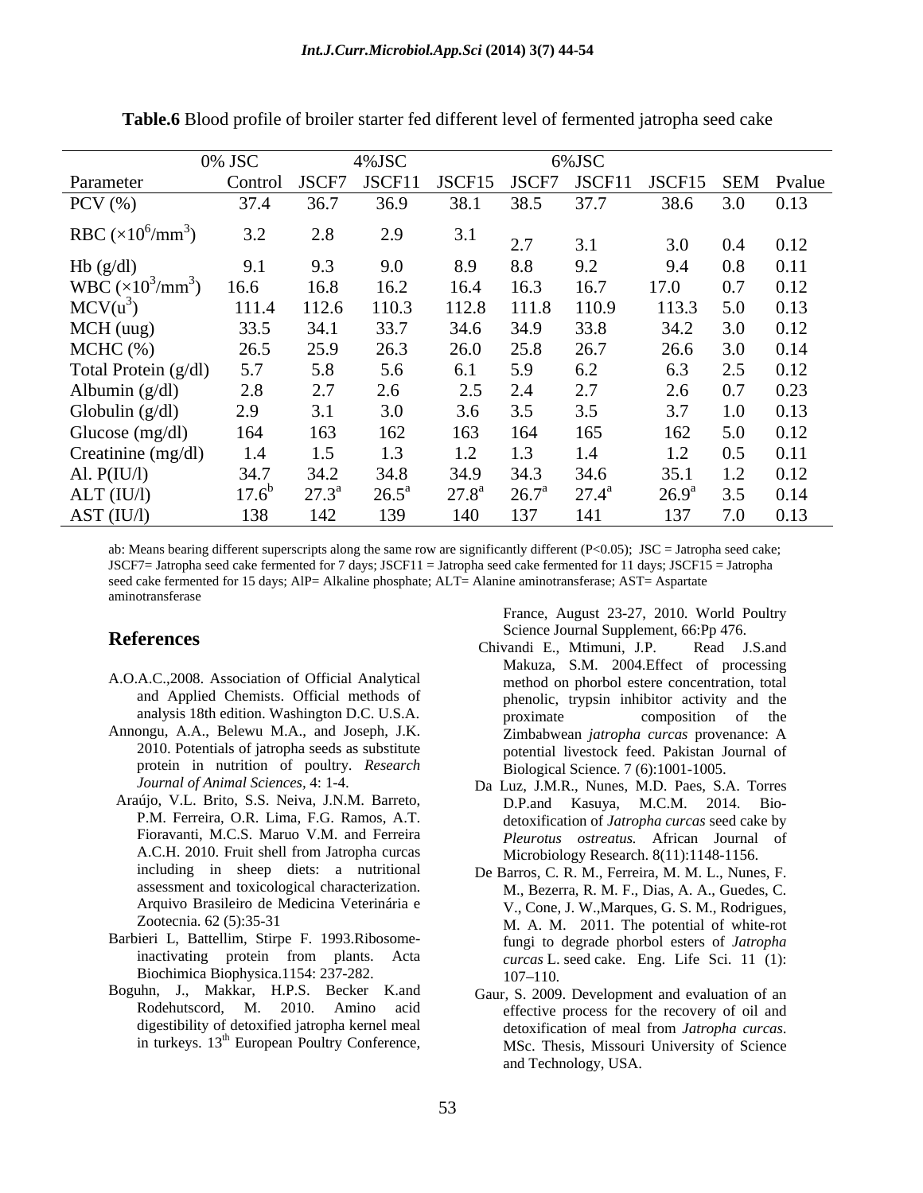**Table.6** Blood profile of broiler starter fed different level of fermented jatropha seed cake

| | 0% JSC | 4%JSC | | | 6%JSC | | | | |
|---|---|---|---|---|---|---|---|---|---|
| Parameter | Control | JSCF7 | JSCF11 | JSCF15 | JSCF7 | JSCF11 | JSCF15 | SEM | Pvalue |
| PCV (%) | 37.4 | 36.7 | 36.9 | 38.1 | 38.5 | 37.7 | 38.6 | 3.0 | 0.13 |
| RBC ($\times10^6$/mm$^3$) | 3.2 | 2.8 | 2.9 | 3.1 | 2.7 | 3.1 | 3.0 | 0.4 | 0.12 |
| Hb (g/dl) | 9.1 | 9.3 | 9.0 | 8.9 | 8.8 | 9.2 | 9.4 | 0.8 | 0.11 |
| WBC ($\times10^3$/mm$^3$) | 16.6 | 16.8 | 16.2 | 16.4 | 16.3 | 16.7 | 17.0 | 0.7 | 0.12 |
| MCV(u$^3$) | 111.4 | 112.6 | 110.3 | 112.8 | 111.8 | 110.9 | 113.3 | 5.0 | 0.13 |
| MCH (uug) | 33.5 | 34.1 | 33.7 | 34.6 | 34.9 | 33.8 | 34.2 | 3.0 | 0.12 |
| MCHC (%) | 26.5 | 25.9 | 26.3 | 26.0 | 25.8 | 26.7 | 26.6 | 3.0 | 0.14 |
| Total Protein (g/dl) | 5.7 | 5.8 | 5.6 | 6.1 | 5.9 | 6.2 | 6.3 | 2.5 | 0.12 |
| Albumin (g/dl) | 2.8 | 2.7 | 2.6 | 2.5 | 2.4 | 2.7 | 2.6 | 0.7 | 0.23 |
| Globulin (g/dl) | 2.9 | 3.1 | 3.0 | 3.6 | 3.5 | 3.5 | 3.7 | 1.0 | 0.13 |
| Glucose (mg/dl) | 164 | 163 | 162 | 163 | 164 | 165 | 162 | 5.0 | 0.12 |
| Creatinine (mg/dl) | 1.4 | 1.5 | 1.3 | 1.2 | 1.3 | 1.4 | 1.2 | 0.5 | 0.11 |
| Al. P(IU/l) | 34.7 | 34.2 | 34.8 | 34.9 | 34.3 | 34.6 | 35.1 | 1.2 | 0.12 |
| ALT (IU/l) | $17.6^b$ | $27.3^a$ | $26.5^a$ | $27.8^a$ | $26.7^a$ | $27.4^a$ | $26.9^a$ | 3.5 | 0.14 |
| AST (IU/l) | 138 | 142 | 139 | 140 | 137 | 141 | 137 | 7.0 | 0.13 |

ab: Means bearing different superscripts along the same row are significantly different ($P<0.05$); JSC = Jatropha seed cake; JSCF7= Jatropha seed cake fermented for 7 days; JSCF11 = Jatropha seed cake fermented for 11 days; JSCF15 = Jatropha seed cake fermented for 15 days; AlP= Alkaline phosphate; ALT= Alanine aminotransferase; AST= Aspartate aminotransferase

## References

A.O.A.C.,2008. Association of Official Analytical and Applied Chemists. Official methods of analysis 18th edition. Washington D.C. U.S.A.

Annongu, A.A., Belewu M.A., and Joseph, J.K. 2010. Potentials of jatropha seeds as substitute protein in nutrition of poultry. *Research Journal of Animal Sciences*, 4: 1-4.

Araújo, V.L. Brito, S.S. Neiva, J.N.M. Barreto, P.M. Ferreira, O.R. Lima, F.G. Ramos, A.T. Fioravanti, M.C.S. Maruo V.M. and Ferreira A.C.H. 2010. Fruit shell from Jatropha curcas including in sheep diets: a nutritional assessment and toxicological characterization. Arquivo Brasileiro de Medicina Veterinária e Zootecnia. 62 (5):35-31

Barbieri L, Battellim, Stirpe F. 1993.Ribosome-inactivating protein from plants. Acta Biochimica Biophysica.1154: 237-282.

Boguhn, J., Makkar, H.P.S. Becker K.and Rodehutscord, M. 2010. Amino acid digestibility of detoxified jatropha kernel meal in turkeys. 13th European Poultry Conference, France, August 23-27, 2010. World Poultry Science Journal Supplement, 66:Pp 476.

Chivandi E., Mtimuni, J.P. Read J.S.and Makuza, S.M. 2004.Effect of processing method on phorbol estere concentration, total phenolic, trypsin inhibitor activity and the proximate composition of the Zimbabwean *jatropha curcas* provenance: A potential livestock feed. Pakistan Journal of Biological Science. 7 (6):1001-1005.

Da Luz, J.M.R., Nunes, M.D. Paes, S.A. Torres D.P.and Kasuya, M.C.M. 2014. Bio-detoxification of *Jatropha curcas* seed cake by *Pleurotus ostreatus.* African Journal of Microbiology Research. 8(11):1148-1156.

De Barros, C. R. M., Ferreira, M. M. L., Nunes, F. M., Bezerra, R. M. F., Dias, A. A., Guedes, C. V., Cone, J. W.,Marques, G. S. M., Rodrigues, M. A. M. 2011. The potential of white-rot fungi to degrade phorbol esters of *Jatropha curcas* L. seed cake. Eng. Life Sci. 11 (1): 107–110.

Gaur, S. 2009. Development and evaluation of an effective process for the recovery of oil and detoxification of meal from *Jatropha curcas.* MSc. Thesis, Missouri University of Science and Technology, USA.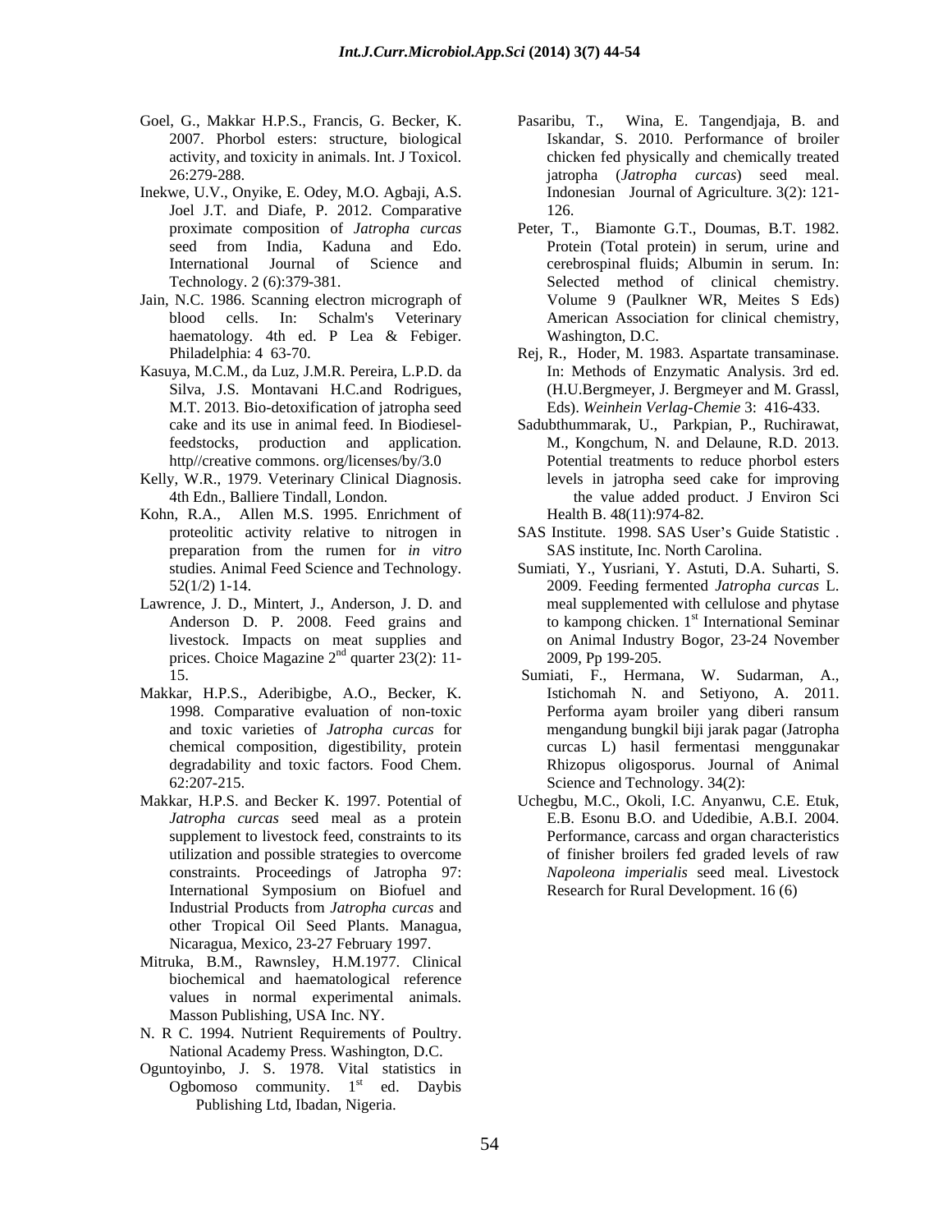Goel, G., Makkar H.P.S., Francis, G. Becker, K. 2007. Phorbol esters: structure, biological activity, and toxicity in animals. Int. J Toxicol. 26:279-288.

Inekwe, U.V., Onyike, E. Odey, M.O. Agbaji, A.S. Joel J.T. and Diafe, P. 2012. Comparative proximate composition of *Jatropha curcas* seed from India, Kaduna and Edo. International Journal of Science and Technology. 2 (6):379-381.

Jain, N.C. 1986. Scanning electron micrograph of blood cells. In: Schalm's Veterinary haematology. 4th ed. P Lea & Febiger. Philadelphia: 4 63-70.

Kasuya, M.C.M., da Luz, J.M.R. Pereira, L.P.D. da Silva, J.S. Montavani H.C.and Rodrigues, M.T. 2013. Bio-detoxification of jatropha seed cake and its use in animal feed. In Biodiesel-feedstocks, production and application. http//creative commons. org/licenses/by/3.0

Kelly, W.R., 1979. Veterinary Clinical Diagnosis. 4th Edn., Balliere Tindall, London.

Kohn, R.A., Allen M.S. 1995. Enrichment of proteolitic activity relative to nitrogen in preparation from the rumen for *in vitro* studies. Animal Feed Science and Technology. 52(1/2) 1-14.

Lawrence, J. D., Mintert, J., Anderson, J. D. and Anderson D. P. 2008. Feed grains and livestock. Impacts on meat supplies and prices. Choice Magazine 2nd quarter 23(2): 11-15.

Makkar, H.P.S., Aderibigbe, A.O., Becker, K. 1998. Comparative evaluation of non-toxic and toxic varieties of *Jatropha curcas* for chemical composition, digestibility, protein degradability and toxic factors. Food Chem. 62:207-215.

Makkar, H.P.S. and Becker K. 1997. Potential of *Jatropha curcas* seed meal as a protein supplement to livestock feed, constraints to its utilization and possible strategies to overcome constraints. Proceedings of Jatropha 97: International Symposium on Biofuel and Industrial Products from *Jatropha curcas* and other Tropical Oil Seed Plants. Managua, Nicaragua, Mexico, 23-27 February 1997.

Mitruka, B.M., Rawnsley, H.M.1977. Clinical biochemical and haematological reference values in normal experimental animals. Masson Publishing, USA Inc. NY.

N. R C. 1994. Nutrient Requirements of Poultry. National Academy Press. Washington, D.C.

Oguntoyinbo, J. S. 1978. Vital statistics in Ogbomoso community. 1st ed. Daybis Publishing Ltd, Ibadan, Nigeria.

Pasaribu, T., Wina, E. Tangendjaja, B. and Iskandar, S. 2010. Performance of broiler chicken fed physically and chemically treated jatropha (*Jatropha curcas*) seed meal. Indonesian Journal of Agriculture. 3(2): 121-126.

Peter, T., Biamonte G.T., Doumas, B.T. 1982. Protein (Total protein) in serum, urine and cerebrospinal fluids; Albumin in serum. In: Selected method of clinical chemistry. Volume 9 (Paulkner WR, Meites S Eds) American Association for clinical chemistry, Washington, D.C.

Rej, R., Hoder, M. 1983. Aspartate transaminase. In: Methods of Enzymatic Analysis. 3rd ed. (H.U.Bergmeyer, J. Bergmeyer and M. Grassl, Eds). *Weinhein Verlag-Chemie* 3: 416-433.

Sadubthummarak, U., Parkpian, P., Ruchirawat, M., Kongchum, N. and Delaune, R.D. 2013. Potential treatments to reduce phorbol esters levels in jatropha seed cake for improving the value added product. J Environ Sci Health B. 48(11):974-82.

SAS Institute. 1998. SAS User's Guide Statistic . SAS institute, Inc. North Carolina.

Sumiati, Y., Yusriani, Y. Astuti, D.A. Suharti, S. 2009. Feeding fermented *Jatropha curcas* L. meal supplemented with cellulose and phytase to kampong chicken. 1st International Seminar on Animal Industry Bogor, 23-24 November 2009, Pp 199-205.

Sumiati, F., Hermana, W. Sudarman, A., Istichomah N. and Setiyono, A. 2011. Performa ayam broiler yang diberi ransum mengandung bungkil biji jarak pagar (Jatropha curcas L) hasil fermentasi menggunakar Rhizopus oligosporus. Journal of Animal Science and Technology. 34(2):

Uchegbu, M.C., Okoli, I.C. Anyanwu, C.E. Etuk, E.B. Esonu B.O. and Udedibie, A.B.I. 2004. Performance, carcass and organ characteristics of finisher broilers fed graded levels of raw *Napoleona imperialis* seed meal. Livestock Research for Rural Development. 16 (6)